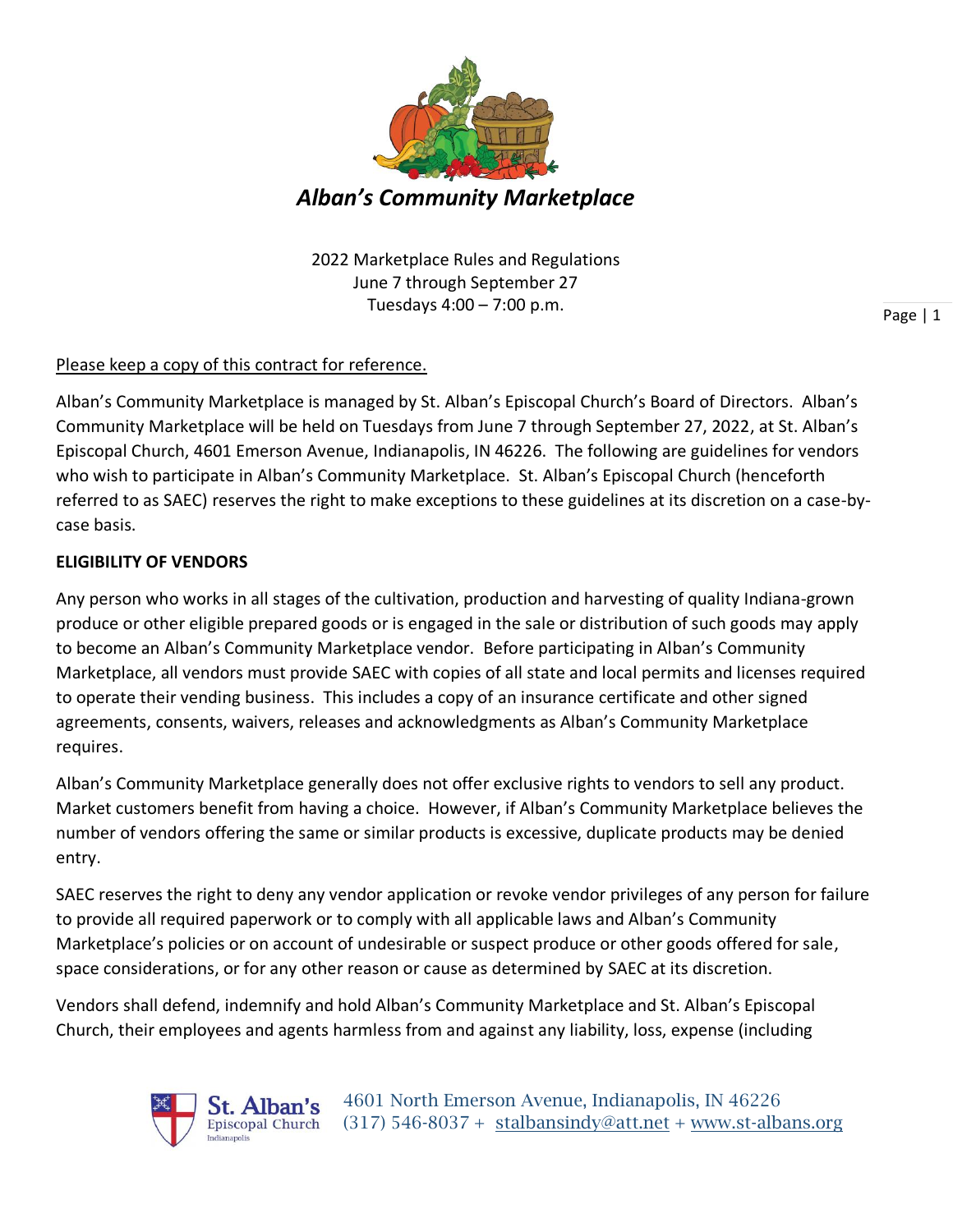# *Alban's Community Marketplace*

2022 Marketplace Rules and Regulations
June 7 through September 27
Tuesdays 4:00 – 7:00 p.m.

Please keep a copy of this contract for reference.

Alban's Community Marketplace is managed by St. Alban's Episcopal Church's Board of Directors. Alban's Community Marketplace will be held on Tuesdays from June 7 through September 27, 2022, at St. Alban's Episcopal Church, 4601 Emerson Avenue, Indianapolis, IN 46226. The following are guidelines for vendors who wish to participate in Alban's Community Marketplace. St. Alban's Episcopal Church (henceforth referred to as SAEC) reserves the right to make exceptions to these guidelines at its discretion on a case-by-case basis.

**ELIGIBILITY OF VENDORS**

Any person who works in all stages of the cultivation, production and harvesting of quality Indiana-grown produce or other eligible prepared goods or is engaged in the sale or distribution of such goods may apply to become an Alban's Community Marketplace vendor. Before participating in Alban's Community Marketplace, all vendors must provide SAEC with copies of all state and local permits and licenses required to operate their vending business. This includes a copy of an insurance certificate and other signed agreements, consents, waivers, releases and acknowledgments as Alban's Community Marketplace requires.

Alban's Community Marketplace generally does not offer exclusive rights to vendors to sell any product. Market customers benefit from having a choice. However, if Alban's Community Marketplace believes the number of vendors offering the same or similar products is excessive, duplicate products may be denied entry.

SAEC reserves the right to deny any vendor application or revoke vendor privileges of any person for failure to provide all required paperwork or to comply with all applicable laws and Alban's Community Marketplace's policies or on account of undesirable or suspect produce or other goods offered for sale, space considerations, or for any other reason or cause as determined by SAEC at its discretion.

Vendors shall defend, indemnify and hold Alban's Community Marketplace and St. Alban's Episcopal Church, their employees and agents harmless from and against any liability, loss, expense (including

St. Alban's Episcopal Church
4601 North Emerson Avenue, Indianapolis, IN 46226
(317) 546-8037 + stalbansindy@att.net + www.st-albans.org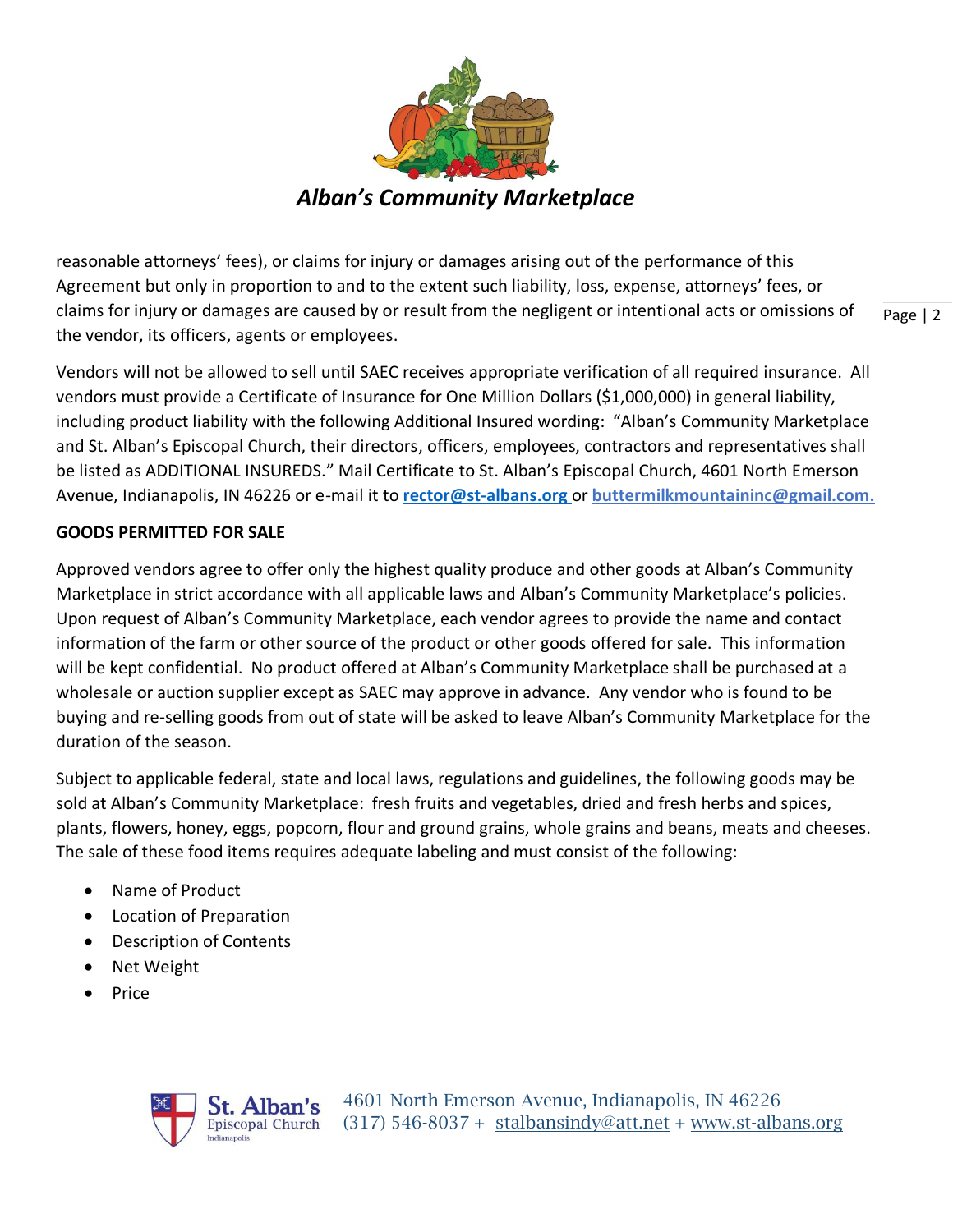reasonable attorneys' fees), or claims for injury or damages arising out of the performance of this Agreement but only in proportion to and to the extent such liability, loss, expense, attorneys' fees, or claims for injury or damages are caused by or result from the negligent or intentional acts or omissions of the vendor, its officers, agents or employees.

Vendors will not be allowed to sell until SAEC receives appropriate verification of all required insurance. All vendors must provide a Certificate of Insurance for One Million Dollars ($1,000,000) in general liability, including product liability with the following Additional Insured wording: "Alban's Community Marketplace and St. Alban's Episcopal Church, their directors, officers, employees, contractors and representatives shall be listed as ADDITIONAL INSUREDS." Mail Certificate to St. Alban's Episcopal Church, 4601 North Emerson Avenue, Indianapolis, IN 46226 or e-mail it to **rector@st-albans.org** or **buttermilkmountaininc@gmail.com.**

**GOODS PERMITTED FOR SALE**

Approved vendors agree to offer only the highest quality produce and other goods at Alban's Community Marketplace in strict accordance with all applicable laws and Alban's Community Marketplace's policies. Upon request of Alban's Community Marketplace, each vendor agrees to provide the name and contact information of the farm or other source of the product or other goods offered for sale. This information will be kept confidential. No product offered at Alban's Community Marketplace shall be purchased at a wholesale or auction supplier except as SAEC may approve in advance. Any vendor who is found to be buying and re-selling goods from out of state will be asked to leave Alban's Community Marketplace for the duration of the season.

Subject to applicable federal, state and local laws, regulations and guidelines, the following goods may be sold at Alban's Community Marketplace: fresh fruits and vegetables, dried and fresh herbs and spices, plants, flowers, honey, eggs, popcorn, flour and ground grains, whole grains and beans, meats and cheeses. The sale of these food items requires adequate labeling and must consist of the following:

- Name of Product
- Location of Preparation
- Description of Contents
- Net Weight
- Price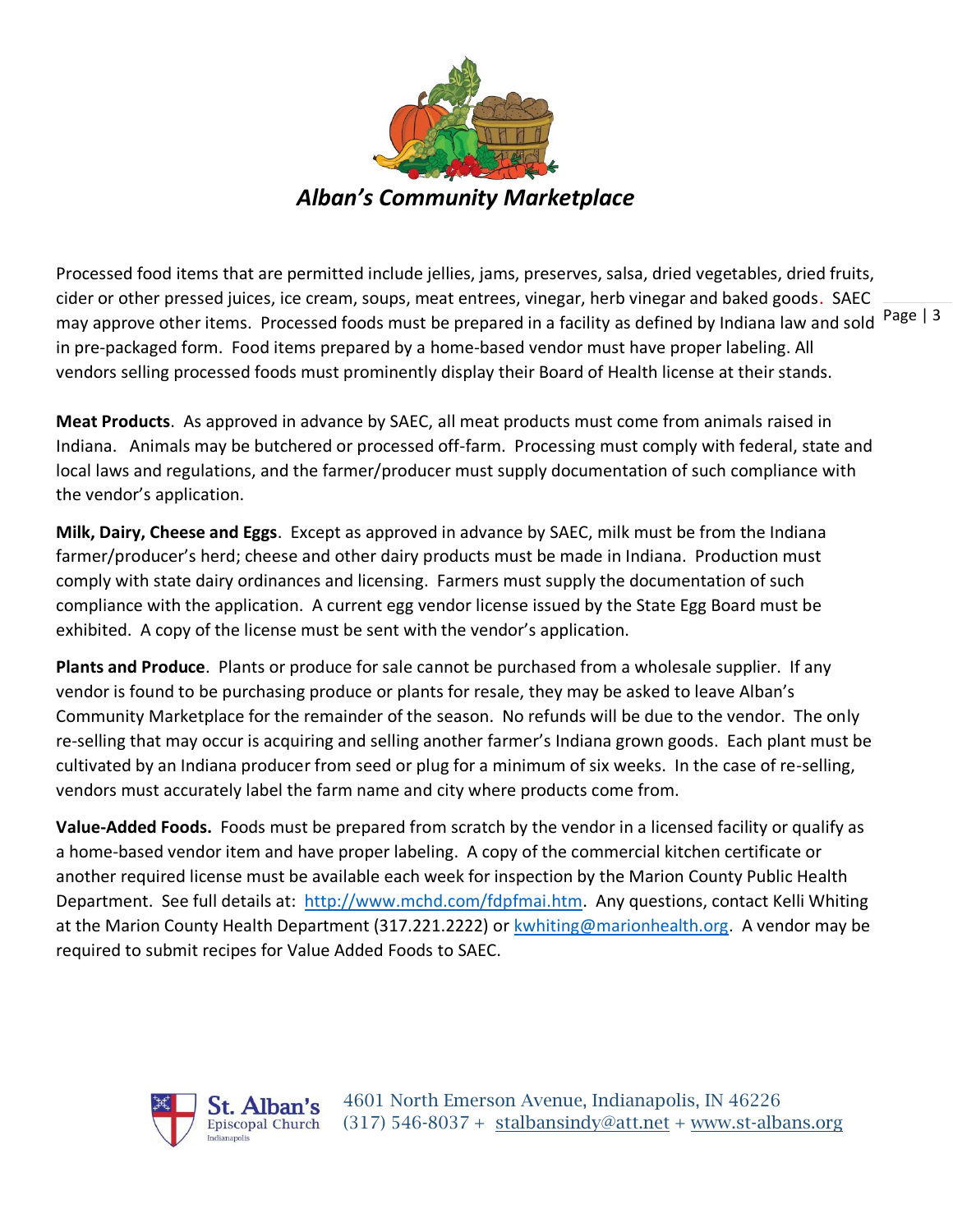Processed food items that are permitted include jellies, jams, preserves, salsa, dried vegetables, dried fruits, cider or other pressed juices, ice cream, soups, meat entrees, vinegar, herb vinegar and baked goods. SAEC may approve other items. Processed foods must be prepared in a facility as defined by Indiana law and sold in pre-packaged form. Food items prepared by a home-based vendor must have proper labeling. All vendors selling processed foods must prominently display their Board of Health license at their stands.

**Meat Products**. As approved in advance by SAEC, all meat products must come from animals raised in Indiana. Animals may be butchered or processed off-farm. Processing must comply with federal, state and local laws and regulations, and the farmer/producer must supply documentation of such compliance with the vendor's application.

**Milk, Dairy, Cheese and Eggs**. Except as approved in advance by SAEC, milk must be from the Indiana farmer/producer's herd; cheese and other dairy products must be made in Indiana. Production must comply with state dairy ordinances and licensing. Farmers must supply the documentation of such compliance with the application. A current egg vendor license issued by the State Egg Board must be exhibited. A copy of the license must be sent with the vendor's application.

**Plants and Produce**. Plants or produce for sale cannot be purchased from a wholesale supplier. If any vendor is found to be purchasing produce or plants for resale, they may be asked to leave Alban's Community Marketplace for the remainder of the season. No refunds will be due to the vendor. The only re-selling that may occur is acquiring and selling another farmer's Indiana grown goods. Each plant must be cultivated by an Indiana producer from seed or plug for a minimum of six weeks. In the case of re-selling, vendors must accurately label the farm name and city where products come from.

**Value-Added Foods.** Foods must be prepared from scratch by the vendor in a licensed facility or qualify as a home-based vendor item and have proper labeling. A copy of the commercial kitchen certificate or another required license must be available each week for inspection by the Marion County Public Health Department. See full details at: http://www.mchd.com/fdpfmai.htm. Any questions, contact Kelli Whiting at the Marion County Health Department (317.221.2222) or kwhiting@marionhealth.org. A vendor may be required to submit recipes for Value Added Foods to SAEC.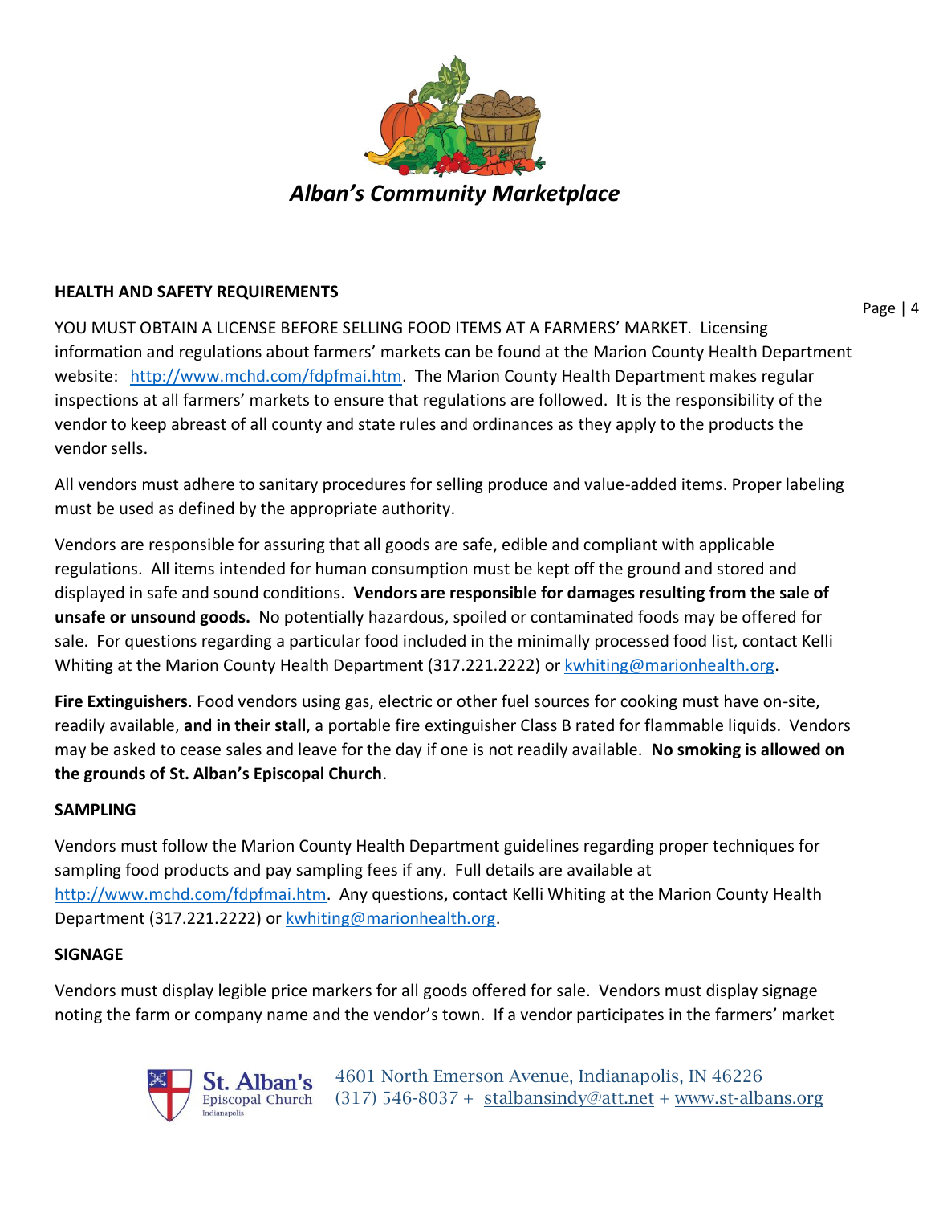*Alban's Community Marketplace*

## HEALTH AND SAFETY REQUIREMENTS

YOU MUST OBTAIN A LICENSE BEFORE SELLING FOOD ITEMS AT A FARMERS' MARKET. Licensing information and regulations about farmers' markets can be found at the Marion County Health Department website: http://www.mchd.com/fdpfmai.htm. The Marion County Health Department makes regular inspections at all farmers' markets to ensure that regulations are followed. It is the responsibility of the vendor to keep abreast of all county and state rules and ordinances as they apply to the products the vendor sells.

All vendors must adhere to sanitary procedures for selling produce and value-added items. Proper labeling must be used as defined by the appropriate authority.

Vendors are responsible for assuring that all goods are safe, edible and compliant with applicable regulations. All items intended for human consumption must be kept off the ground and stored and displayed in safe and sound conditions. **Vendors are responsible for damages resulting from the sale of unsafe or unsound goods.** No potentially hazardous, spoiled or contaminated foods may be offered for sale. For questions regarding a particular food included in the minimally processed food list, contact Kelli Whiting at the Marion County Health Department (317.221.2222) or kwhiting@marionhealth.org.

**Fire Extinguishers**. Food vendors using gas, electric or other fuel sources for cooking must have on-site, readily available, **and in their stall**, a portable fire extinguisher Class B rated for flammable liquids. Vendors may be asked to cease sales and leave for the day if one is not readily available. **No smoking is allowed on the grounds of St. Alban's Episcopal Church**.

## SAMPLING

Vendors must follow the Marion County Health Department guidelines regarding proper techniques for sampling food products and pay sampling fees if any. Full details are available at http://www.mchd.com/fdpfmai.htm. Any questions, contact Kelli Whiting at the Marion County Health Department (317.221.2222) or kwhiting@marionhealth.org.

## SIGNAGE

Vendors must display legible price markers for all goods offered for sale. Vendors must display signage noting the farm or company name and the vendor's town. If a vendor participates in the farmers' market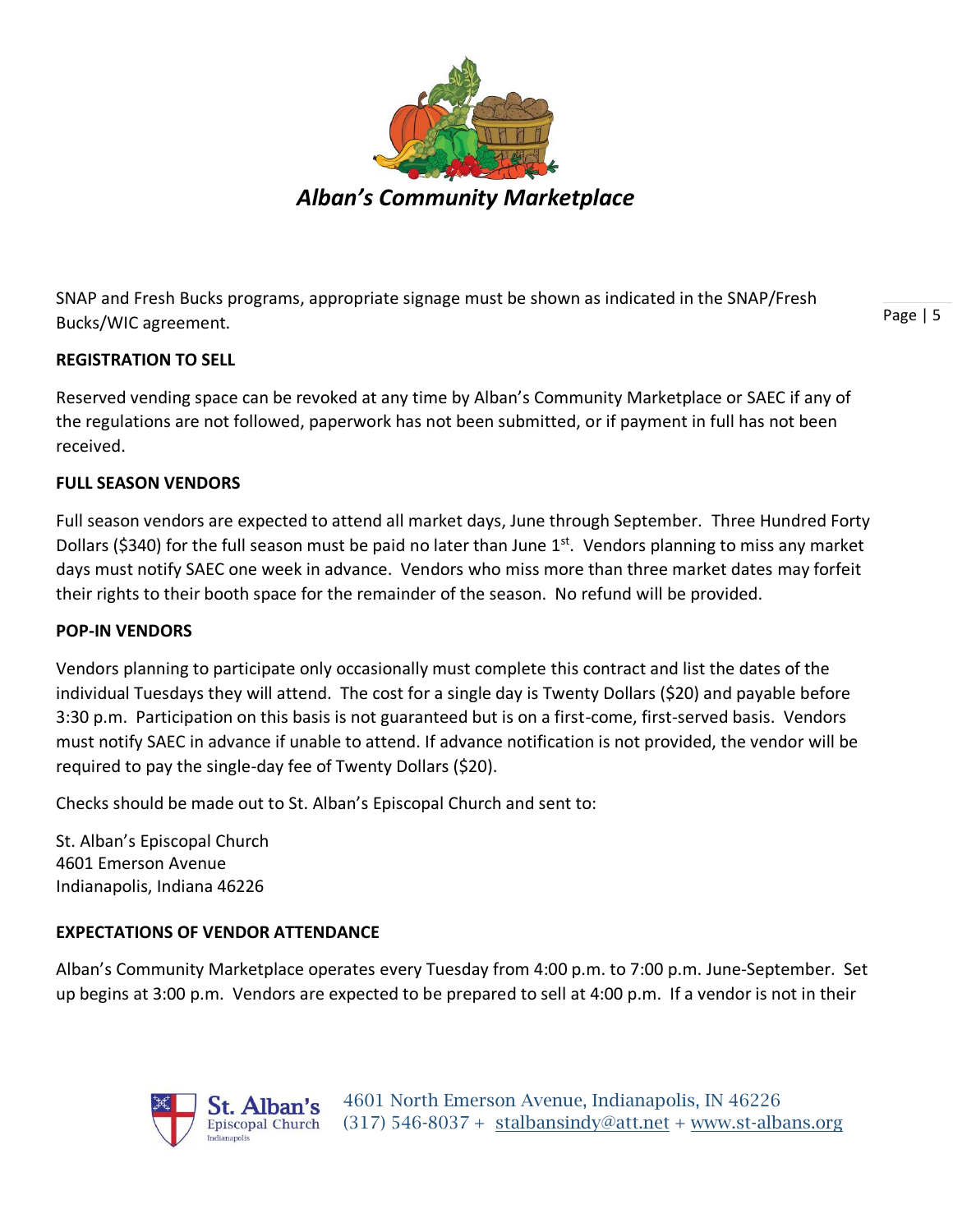SNAP and Fresh Bucks programs, appropriate signage must be shown as indicated in the SNAP/Fresh Bucks/WIC agreement.

**REGISTRATION TO SELL**

Reserved vending space can be revoked at any time by Alban's Community Marketplace or SAEC if any of the regulations are not followed, paperwork has not been submitted, or if payment in full has not been received.

**FULL SEASON VENDORS**

Full season vendors are expected to attend all market days, June through September. Three Hundred Forty Dollars ($340) for the full season must be paid no later than June 1st. Vendors planning to miss any market days must notify SAEC one week in advance. Vendors who miss more than three market dates may forfeit their rights to their booth space for the remainder of the season. No refund will be provided.

**POP-IN VENDORS**

Vendors planning to participate only occasionally must complete this contract and list the dates of the individual Tuesdays they will attend. The cost for a single day is Twenty Dollars ($20) and payable before 3:30 p.m. Participation on this basis is not guaranteed but is on a first-come, first-served basis. Vendors must notify SAEC in advance if unable to attend. If advance notification is not provided, the vendor will be required to pay the single-day fee of Twenty Dollars ($20).

Checks should be made out to St. Alban's Episcopal Church and sent to:

St. Alban's Episcopal Church
4601 Emerson Avenue
Indianapolis, Indiana 46226

**EXPECTATIONS OF VENDOR ATTENDANCE**

Alban's Community Marketplace operates every Tuesday from 4:00 p.m. to 7:00 p.m. June-September. Set up begins at 3:00 p.m. Vendors are expected to be prepared to sell at 4:00 p.m. If a vendor is not in their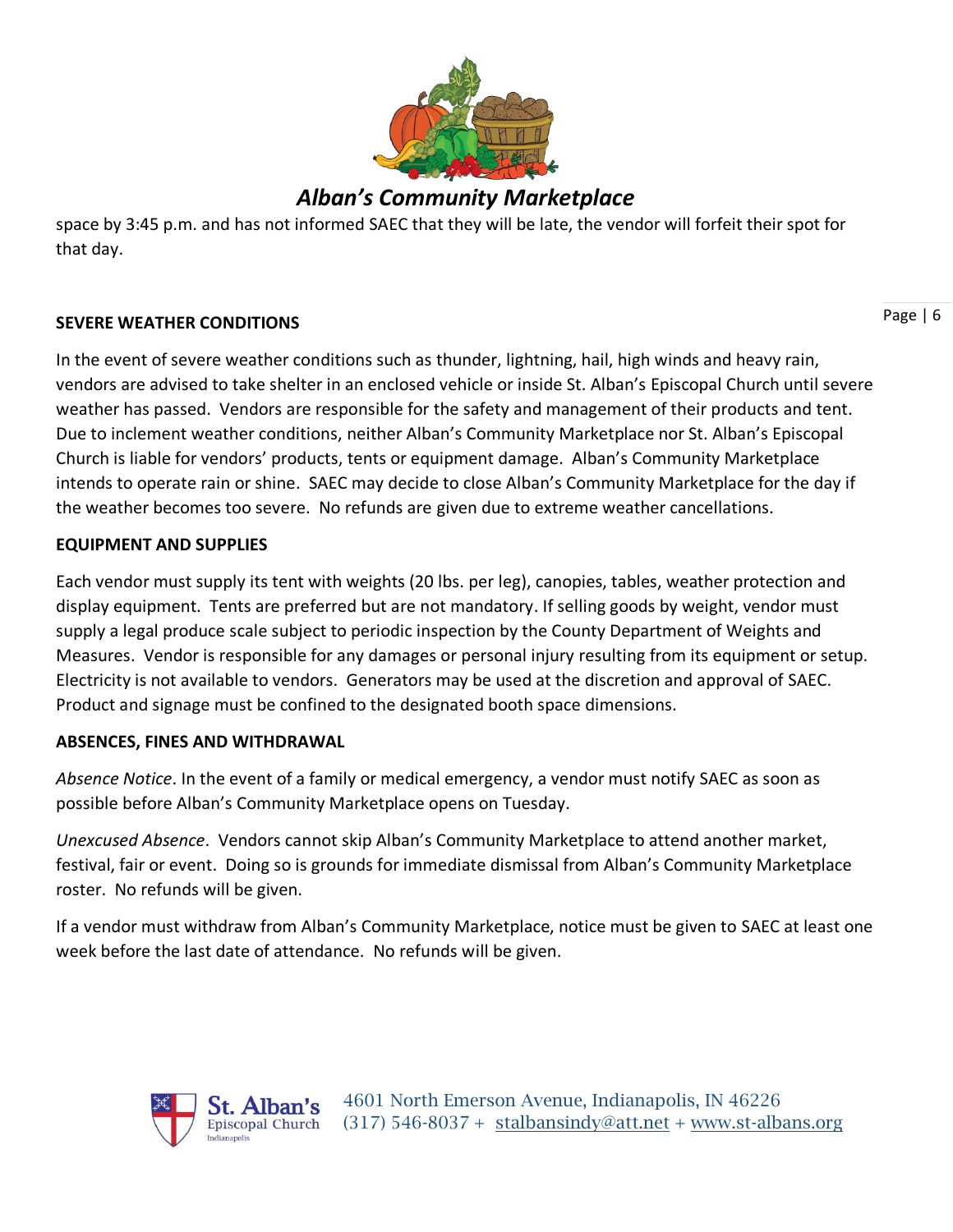space by 3:45 p.m. and has not informed SAEC that they will be late, the vendor will forfeit their spot for that day.

**SEVERE WEATHER CONDITIONS**

In the event of severe weather conditions such as thunder, lightning, hail, high winds and heavy rain, vendors are advised to take shelter in an enclosed vehicle or inside St. Alban's Episcopal Church until severe weather has passed. Vendors are responsible for the safety and management of their products and tent. Due to inclement weather conditions, neither Alban's Community Marketplace nor St. Alban's Episcopal Church is liable for vendors' products, tents or equipment damage. Alban's Community Marketplace intends to operate rain or shine. SAEC may decide to close Alban's Community Marketplace for the day if the weather becomes too severe. No refunds are given due to extreme weather cancellations.

**EQUIPMENT AND SUPPLIES**

Each vendor must supply its tent with weights (20 lbs. per leg), canopies, tables, weather protection and display equipment. Tents are preferred but are not mandatory. If selling goods by weight, vendor must supply a legal produce scale subject to periodic inspection by the County Department of Weights and Measures. Vendor is responsible for any damages or personal injury resulting from its equipment or setup. Electricity is not available to vendors. Generators may be used at the discretion and approval of SAEC. Product and signage must be confined to the designated booth space dimensions.

**ABSENCES, FINES AND WITHDRAWAL**

*Absence Notice*. In the event of a family or medical emergency, a vendor must notify SAEC as soon as possible before Alban's Community Marketplace opens on Tuesday.

*Unexcused Absence*. Vendors cannot skip Alban's Community Marketplace to attend another market, festival, fair or event. Doing so is grounds for immediate dismissal from Alban's Community Marketplace roster. No refunds will be given.

If a vendor must withdraw from Alban's Community Marketplace, notice must be given to SAEC at least one week before the last date of attendance. No refunds will be given.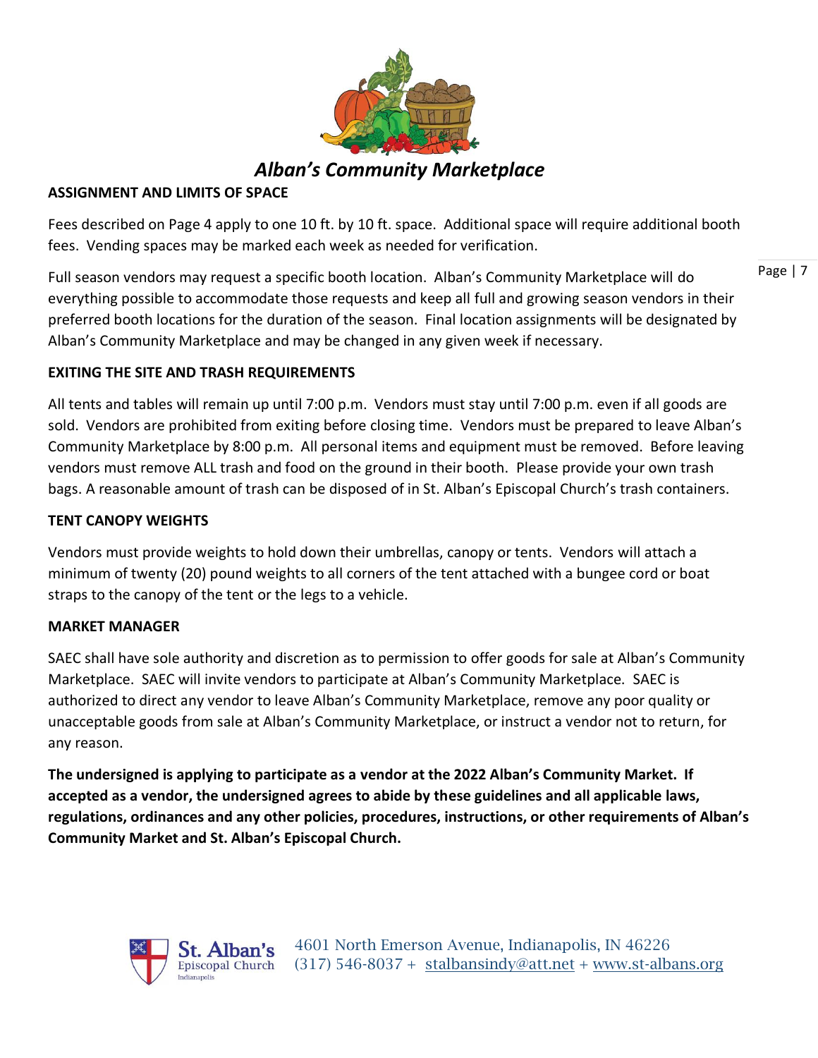## ASSIGNMENT AND LIMITS OF SPACE

Fees described on Page 4 apply to one 10 ft. by 10 ft. space. Additional space will require additional booth fees. Vending spaces may be marked each week as needed for verification.

Full season vendors may request a specific booth location. Alban's Community Marketplace will do everything possible to accommodate those requests and keep all full and growing season vendors in their preferred booth locations for the duration of the season. Final location assignments will be designated by Alban's Community Marketplace and may be changed in any given week if necessary.

## EXITING THE SITE AND TRASH REQUIREMENTS

All tents and tables will remain up until 7:00 p.m. Vendors must stay until 7:00 p.m. even if all goods are sold. Vendors are prohibited from exiting before closing time. Vendors must be prepared to leave Alban's Community Marketplace by 8:00 p.m. All personal items and equipment must be removed. Before leaving vendors must remove ALL trash and food on the ground in their booth. Please provide your own trash bags. A reasonable amount of trash can be disposed of in St. Alban's Episcopal Church's trash containers.

## TENT CANOPY WEIGHTS

Vendors must provide weights to hold down their umbrellas, canopy or tents. Vendors will attach a minimum of twenty (20) pound weights to all corners of the tent attached with a bungee cord or boat straps to the canopy of the tent or the legs to a vehicle.

## MARKET MANAGER

SAEC shall have sole authority and discretion as to permission to offer goods for sale at Alban's Community Marketplace. SAEC will invite vendors to participate at Alban's Community Marketplace. SAEC is authorized to direct any vendor to leave Alban's Community Marketplace, remove any poor quality or unacceptable goods from sale at Alban's Community Marketplace, or instruct a vendor not to return, for any reason.

**The undersigned is applying to participate as a vendor at the 2022 Alban's Community Market. If accepted as a vendor, the undersigned agrees to abide by these guidelines and all applicable laws, regulations, ordinances and any other policies, procedures, instructions, or other requirements of Alban's Community Market and St. Alban's Episcopal Church.**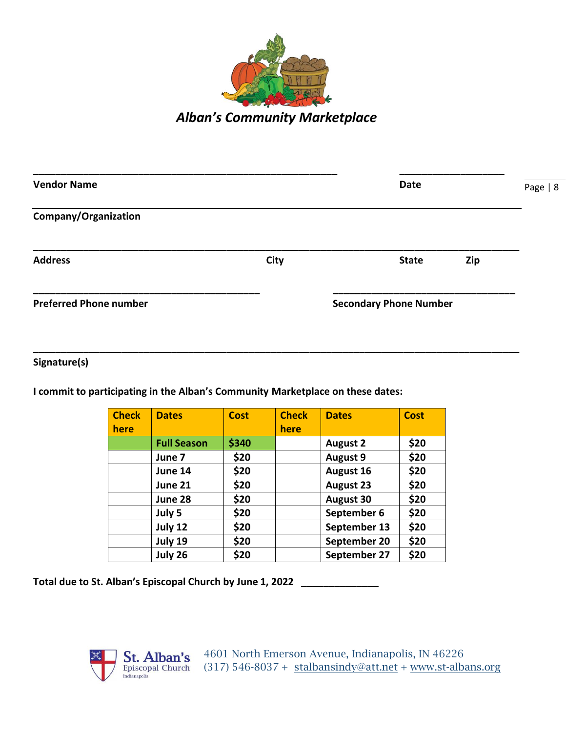# *Alban's Community Marketplace*

\_\_\_\_\_\_\_\_\_\_\_\_\_\_\_\_\_\_\_\_\_\_\_\_\_\_\_\_\_\_\_\_\_\_\_\_\_\_\_\_\_\_\_\_\_\_\_\_\_\_\_\_ \_\_\_\_\_\_\_\_\_\_\_\_\_\_\_\_\_\_\_

**Vendor Name** **Date**

\_\_\_\_\_\_\_\_\_\_\_\_\_\_\_\_\_\_\_\_\_\_\_\_\_\_\_\_\_\_\_\_\_\_\_\_\_\_\_\_\_\_\_\_\_\_\_\_\_\_\_\_\_\_\_\_\_\_\_\_\_\_\_\_\_\_\_\_\_\_\_\_\_\_\_\_\_\_\_\_\_\_\_

**Company/Organization**

\_\_\_\_\_\_\_\_\_\_\_\_\_\_\_\_\_\_\_\_\_\_\_\_\_\_\_\_\_\_\_\_\_\_\_\_\_\_\_\_\_\_\_\_\_\_\_\_\_\_\_\_\_\_\_\_\_\_\_\_\_\_\_\_\_\_\_\_\_\_\_\_\_\_\_\_\_\_\_\_\_\_\_

**Address** **City** **State** **Zip**

\_\_\_\_\_\_\_\_\_\_\_\_\_\_\_\_\_\_\_\_\_\_\_\_\_\_\_\_\_\_\_\_\_\_\_\_\_\_\_ \_\_\_\_\_\_\_\_\_\_\_\_\_\_\_\_\_\_\_\_\_\_\_\_\_\_\_\_\_\_\_\_\_

**Preferred Phone number** **Secondary Phone Number**

\_\_\_\_\_\_\_\_\_\_\_\_\_\_\_\_\_\_\_\_\_\_\_\_\_\_\_\_\_\_\_\_\_\_\_\_\_\_\_\_\_\_\_\_\_\_\_\_\_\_\_\_\_\_\_\_\_\_\_\_\_\_\_\_\_\_\_\_\_\_\_\_\_\_\_\_\_\_\_\_\_\_\_

**Signature(s)**

**I commit to participating in the Alban's Community Marketplace on these dates:**

| Check here | Dates | Cost | Check here | Dates | Cost |
|---|---|---|---|---|---|
| | **Full Season** | **$340** | | **August 2** | **$20** |
| | **June 7** | **$20** | | **August 9** | **$20** |
| | **June 14** | **$20** | | **August 16** | **$20** |
| | **June 21** | **$20** | | **August 23** | **$20** |
| | **June 28** | **$20** | | **August 30** | **$20** |
| | **July 5** | **$20** | | **September 6** | **$20** |
| | **July 12** | **$20** | | **September 13** | **$20** |
| | **July 19** | **$20** | | **September 20** | **$20** |
| | **July 26** | **$20** | | **September 27** | **$20** |

**Total due to St. Alban's Episcopal Church by June 1, 2022** \_\_\_\_\_\_\_\_\_\_\_\_\_\_

St. Alban's Episcopal Church Indianapolis

4601 North Emerson Avenue, Indianapolis, IN 46226
(317) 546-8037 + stalbansindy@att.net + www.st-albans.org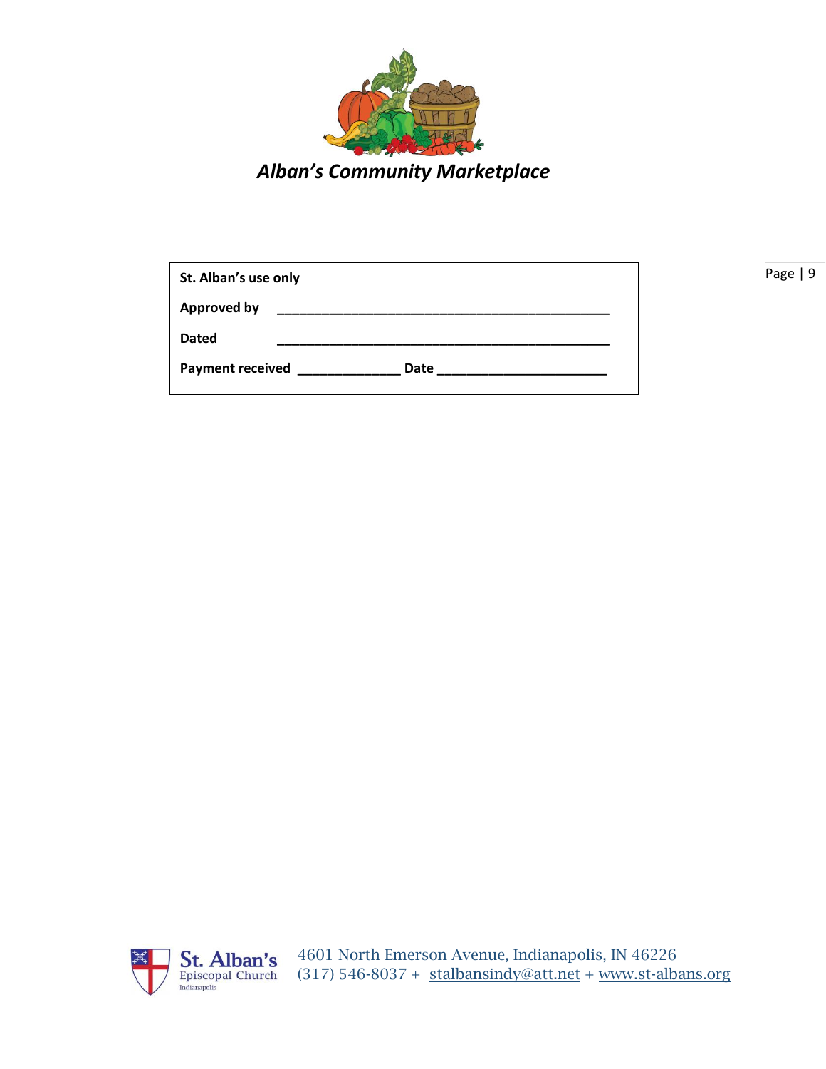*Alban's Community Marketplace*

**St. Alban's use only**

**Approved by** _______________________________________________

**Dated** _______________________________________________

**Payment received** ______________ **Date** ________________________

St. Alban's Episcopal Church Indianapolis 4601 North Emerson Avenue, Indianapolis, IN 46226
(317) 546-8037 + stalbansindy@att.net + www.st-albans.org